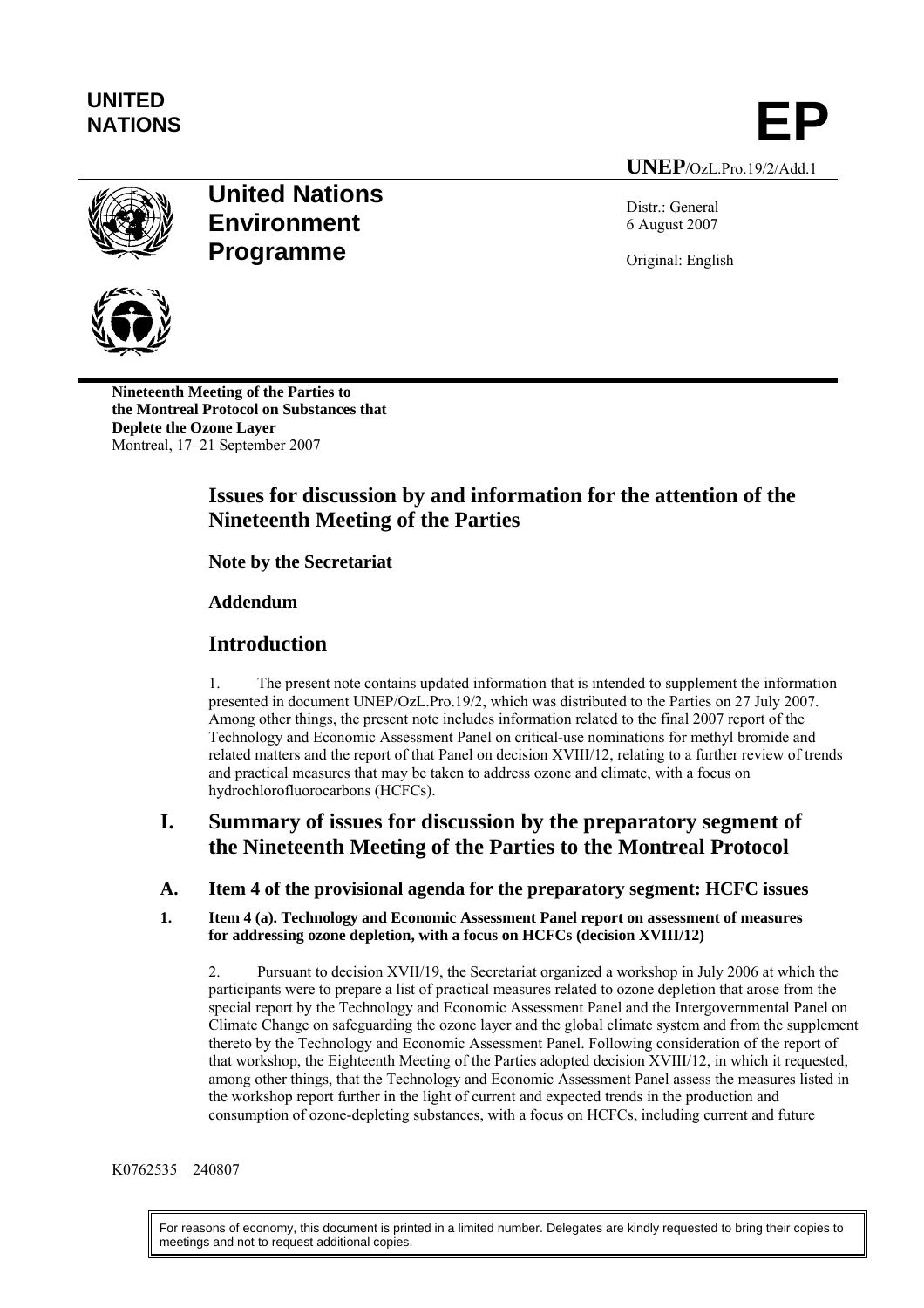UNITED NATIONS

**EP**

**UNEP**/OzL.Pro.19/2/Add.1

# United Nations Environment Programme

Distr.: General
6 August 2007

Original: English

**Nineteenth Meeting of the Parties to the Montreal Protocol on Substances that Deplete the Ozone Layer**
Montreal, 17–21 September 2007

## Issues for discussion by and information for the attention of the Nineteenth Meeting of the Parties

**Note by the Secretariat**

**Addendum**

## Introduction

1. The present note contains updated information that is intended to supplement the information presented in document UNEP/OzL.Pro.19/2, which was distributed to the Parties on 27 July 2007. Among other things, the present note includes information related to the final 2007 report of the Technology and Economic Assessment Panel on critical-use nominations for methyl bromide and related matters and the report of that Panel on decision XVIII/12, relating to a further review of trends and practical measures that may be taken to address ozone and climate, with a focus on hydrochlorofluorocarbons (HCFCs).

## I. Summary of issues for discussion by the preparatory segment of the Nineteenth Meeting of the Parties to the Montreal Protocol

### A. Item 4 of the provisional agenda for the preparatory segment: HCFC issues

#### 1. Item 4 (a). Technology and Economic Assessment Panel report on assessment of measures for addressing ozone depletion, with a focus on HCFCs (decision XVIII/12)

2. Pursuant to decision XVII/19, the Secretariat organized a workshop in July 2006 at which the participants were to prepare a list of practical measures related to ozone depletion that arose from the special report by the Technology and Economic Assessment Panel and the Intergovernmental Panel on Climate Change on safeguarding the ozone layer and the global climate system and from the supplement thereto by the Technology and Economic Assessment Panel. Following consideration of the report of that workshop, the Eighteenth Meeting of the Parties adopted decision XVIII/12, in which it requested, among other things, that the Technology and Economic Assessment Panel assess the measures listed in the workshop report further in the light of current and expected trends in the production and consumption of ozone-depleting substances, with a focus on HCFCs, including current and future

K0762535 240807

For reasons of economy, this document is printed in a limited number. Delegates are kindly requested to bring their copies to meetings and not to request additional copies.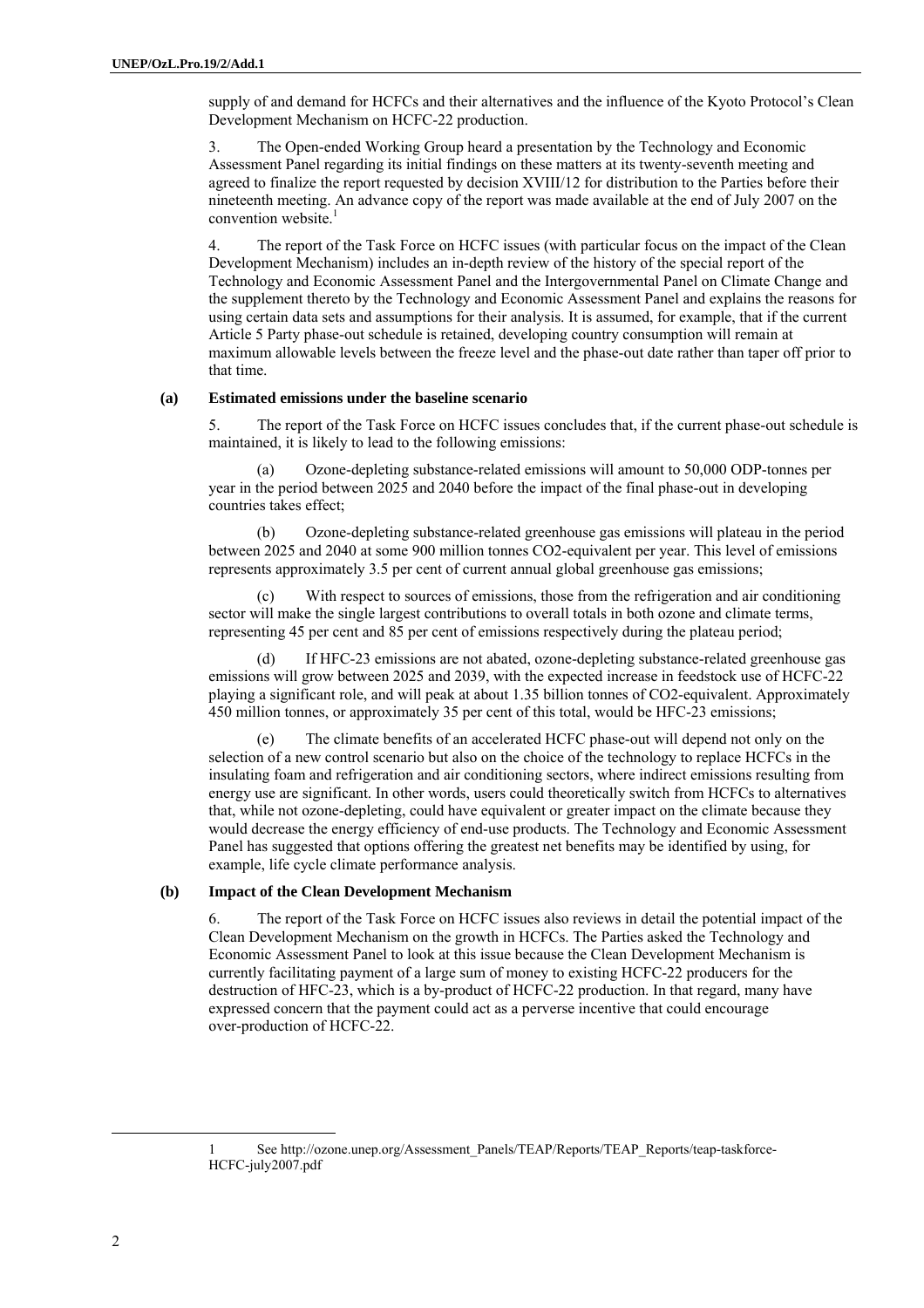supply of and demand for HCFCs and their alternatives and the influence of the Kyoto Protocol's Clean Development Mechanism on HCFC-22 production.

3. The Open-ended Working Group heard a presentation by the Technology and Economic Assessment Panel regarding its initial findings on these matters at its twenty-seventh meeting and agreed to finalize the report requested by decision XVIII/12 for distribution to the Parties before their nineteenth meeting. An advance copy of the report was made available at the end of July 2007 on the convention website.[1]

4. The report of the Task Force on HCFC issues (with particular focus on the impact of the Clean Development Mechanism) includes an in-depth review of the history of the special report of the Technology and Economic Assessment Panel and the Intergovernmental Panel on Climate Change and the supplement thereto by the Technology and Economic Assessment Panel and explains the reasons for using certain data sets and assumptions for their analysis. It is assumed, for example, that if the current Article 5 Party phase-out schedule is retained, developing country consumption will remain at maximum allowable levels between the freeze level and the phase-out date rather than taper off prior to that time.

**(a) Estimated emissions under the baseline scenario**

5. The report of the Task Force on HCFC issues concludes that, if the current phase-out schedule is maintained, it is likely to lead to the following emissions:

(a) Ozone-depleting substance-related emissions will amount to 50,000 ODP-tonnes per year in the period between 2025 and 2040 before the impact of the final phase-out in developing countries takes effect;

(b) Ozone-depleting substance-related greenhouse gas emissions will plateau in the period between 2025 and 2040 at some 900 million tonnes $CO_2$-equivalent per year. This level of emissions represents approximately 3.5 per cent of current annual global greenhouse gas emissions;

(c) With respect to sources of emissions, those from the refrigeration and air conditioning sector will make the single largest contributions to overall totals in both ozone and climate terms, representing 45 per cent and 85 per cent of emissions respectively during the plateau period;

(d) If HFC-23 emissions are not abated, ozone-depleting substance-related greenhouse gas emissions will grow between 2025 and 2039, with the expected increase in feedstock use of HCFC-22 playing a significant role, and will peak at about 1.35 billion tonnes of $CO_2$-equivalent. Approximately 450 million tonnes, or approximately 35 per cent of this total, would be HFC-23 emissions;

(e) The climate benefits of an accelerated HCFC phase-out will depend not only on the selection of a new control scenario but also on the choice of the technology to replace HCFCs in the insulating foam and refrigeration and air conditioning sectors, where indirect emissions resulting from energy use are significant. In other words, users could theoretically switch from HCFCs to alternatives that, while not ozone-depleting, could have equivalent or greater impact on the climate because they would decrease the energy efficiency of end-use products. The Technology and Economic Assessment Panel has suggested that options offering the greatest net benefits may be identified by using, for example, life cycle climate performance analysis.

**(b) Impact of the Clean Development Mechanism**

6. The report of the Task Force on HCFC issues also reviews in detail the potential impact of the Clean Development Mechanism on the growth in HCFCs. The Parties asked the Technology and Economic Assessment Panel to look at this issue because the Clean Development Mechanism is currently facilitating payment of a large sum of money to existing HCFC-22 producers for the destruction of HFC-23, which is a by-product of HCFC-22 production. In that regard, many have expressed concern that the payment could act as a perverse incentive that could encourage over-production of HCFC-22.

[1] See http://ozone.unep.org/Assessment_Panels/TEAP/Reports/TEAP_Reports/teap-taskforce-HCFC-july2007.pdf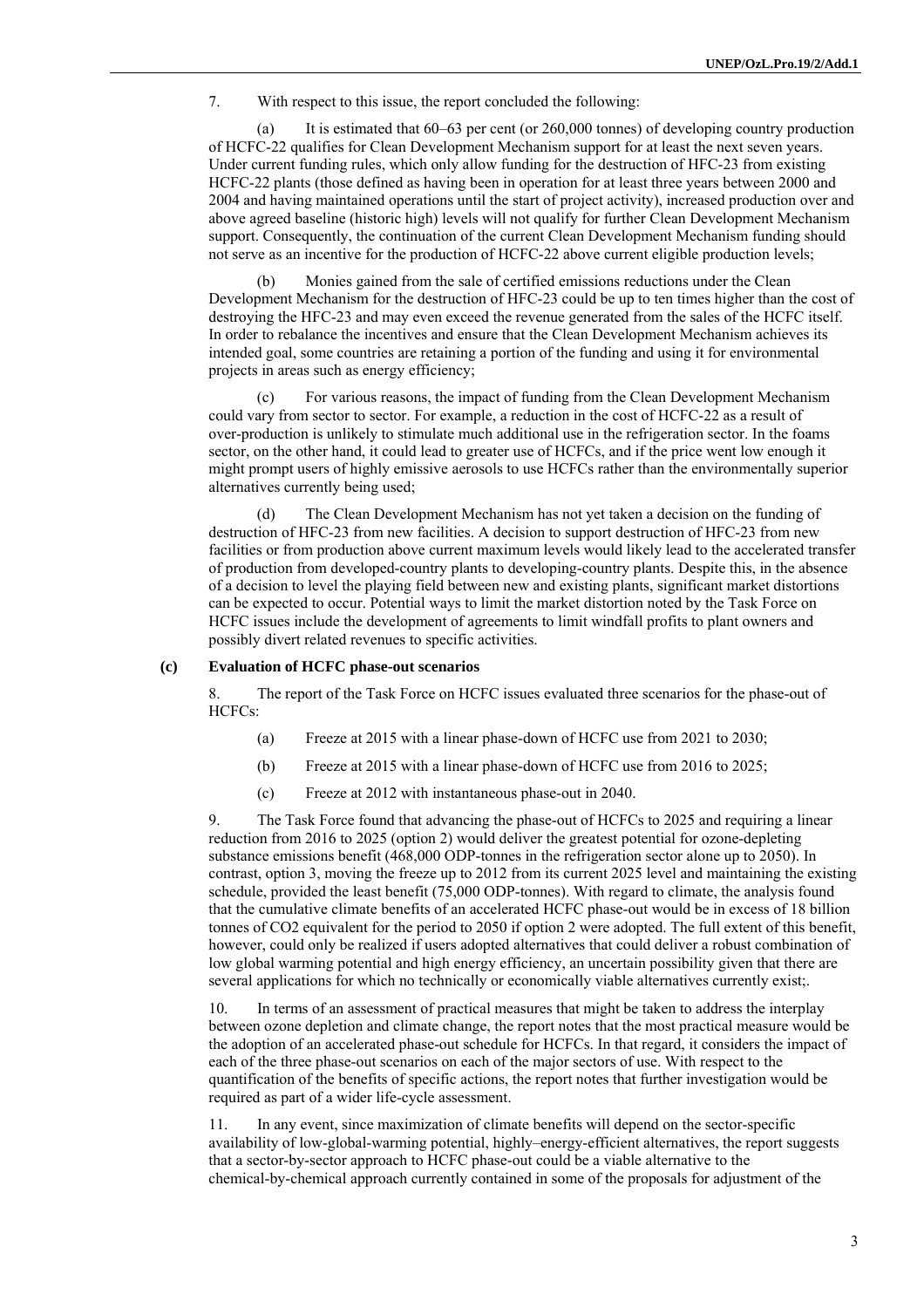7. With respect to this issue, the report concluded the following:

(a) It is estimated that 60–63 per cent (or 260,000 tonnes) of developing country production of HCFC-22 qualifies for Clean Development Mechanism support for at least the next seven years. Under current funding rules, which only allow funding for the destruction of HFC-23 from existing HCFC-22 plants (those defined as having been in operation for at least three years between 2000 and 2004 and having maintained operations until the start of project activity), increased production over and above agreed baseline (historic high) levels will not qualify for further Clean Development Mechanism support. Consequently, the continuation of the current Clean Development Mechanism funding should not serve as an incentive for the production of HCFC-22 above current eligible production levels;

(b) Monies gained from the sale of certified emissions reductions under the Clean Development Mechanism for the destruction of HFC-23 could be up to ten times higher than the cost of destroying the HFC-23 and may even exceed the revenue generated from the sales of the HCFC itself. In order to rebalance the incentives and ensure that the Clean Development Mechanism achieves its intended goal, some countries are retaining a portion of the funding and using it for environmental projects in areas such as energy efficiency;

(c) For various reasons, the impact of funding from the Clean Development Mechanism could vary from sector to sector. For example, a reduction in the cost of HCFC-22 as a result of over-production is unlikely to stimulate much additional use in the refrigeration sector. In the foams sector, on the other hand, it could lead to greater use of HCFCs, and if the price went low enough it might prompt users of highly emissive aerosols to use HCFCs rather than the environmentally superior alternatives currently being used;

(d) The Clean Development Mechanism has not yet taken a decision on the funding of destruction of HFC-23 from new facilities. A decision to support destruction of HFC-23 from new facilities or from production above current maximum levels would likely lead to the accelerated transfer of production from developed-country plants to developing-country plants. Despite this, in the absence of a decision to level the playing field between new and existing plants, significant market distortions can be expected to occur. Potential ways to limit the market distortion noted by the Task Force on HCFC issues include the development of agreements to limit windfall profits to plant owners and possibly divert related revenues to specific activities.

### (c) Evaluation of HCFC phase-out scenarios

8. The report of the Task Force on HCFC issues evaluated three scenarios for the phase-out of HCFCs:

(a) Freeze at 2015 with a linear phase-down of HCFC use from 2021 to 2030;

(b) Freeze at 2015 with a linear phase-down of HCFC use from 2016 to 2025;

(c) Freeze at 2012 with instantaneous phase-out in 2040.

9. The Task Force found that advancing the phase-out of HCFCs to 2025 and requiring a linear reduction from 2016 to 2025 (option 2) would deliver the greatest potential for ozone-depleting substance emissions benefit (468,000 ODP-tonnes in the refrigeration sector alone up to 2050). In contrast, option 3, moving the freeze up to 2012 from its current 2025 level and maintaining the existing schedule, provided the least benefit (75,000 ODP-tonnes). With regard to climate, the analysis found that the cumulative climate benefits of an accelerated HCFC phase-out would be in excess of 18 billion tonnes of $CO_2$ equivalent for the period to 2050 if option 2 were adopted. The full extent of this benefit, however, could only be realized if users adopted alternatives that could deliver a robust combination of low global warming potential and high energy efficiency, an uncertain possibility given that there are several applications for which no technically or economically viable alternatives currently exist;.

10. In terms of an assessment of practical measures that might be taken to address the interplay between ozone depletion and climate change, the report notes that the most practical measure would be the adoption of an accelerated phase-out schedule for HCFCs. In that regard, it considers the impact of each of the three phase-out scenarios on each of the major sectors of use. With respect to the quantification of the benefits of specific actions, the report notes that further investigation would be required as part of a wider life-cycle assessment.

11. In any event, since maximization of climate benefits will depend on the sector-specific availability of low-global-warming potential, highly–energy-efficient alternatives, the report suggests that a sector-by-sector approach to HCFC phase-out could be a viable alternative to the chemical-by-chemical approach currently contained in some of the proposals for adjustment of the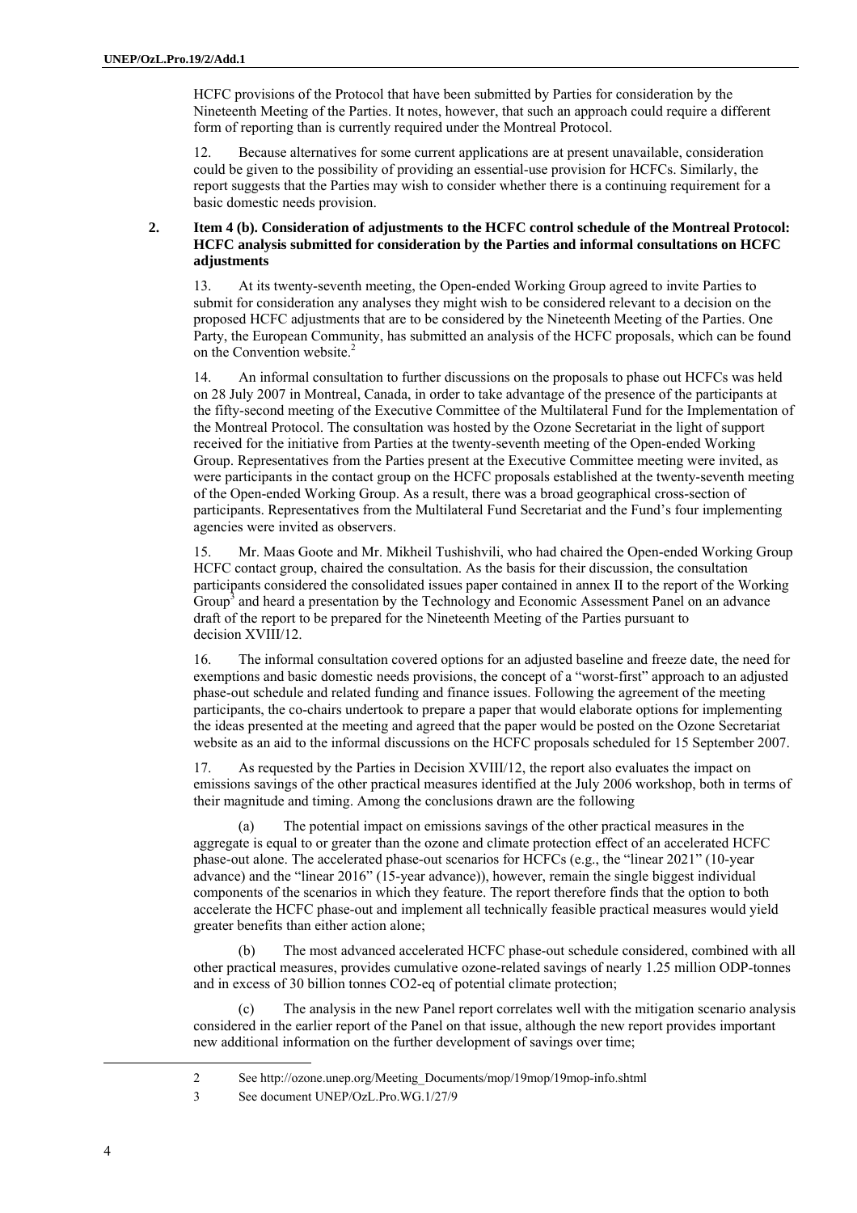HCFC provisions of the Protocol that have been submitted by Parties for consideration by the Nineteenth Meeting of the Parties. It notes, however, that such an approach could require a different form of reporting than is currently required under the Montreal Protocol.

12. Because alternatives for some current applications are at present unavailable, consideration could be given to the possibility of providing an essential-use provision for HCFCs. Similarly, the report suggests that the Parties may wish to consider whether there is a continuing requirement for a basic domestic needs provision.

**2. Item 4 (b). Consideration of adjustments to the HCFC control schedule of the Montreal Protocol: HCFC analysis submitted for consideration by the Parties and informal consultations on HCFC adjustments**

13. At its twenty-seventh meeting, the Open-ended Working Group agreed to invite Parties to submit for consideration any analyses they might wish to be considered relevant to a decision on the proposed HCFC adjustments that are to be considered by the Nineteenth Meeting of the Parties. One Party, the European Community, has submitted an analysis of the HCFC proposals, which can be found on the Convention website.[2]

14. An informal consultation to further discussions on the proposals to phase out HCFCs was held on 28 July 2007 in Montreal, Canada, in order to take advantage of the presence of the participants at the fifty-second meeting of the Executive Committee of the Multilateral Fund for the Implementation of the Montreal Protocol. The consultation was hosted by the Ozone Secretariat in the light of support received for the initiative from Parties at the twenty-seventh meeting of the Open-ended Working Group. Representatives from the Parties present at the Executive Committee meeting were invited, as were participants in the contact group on the HCFC proposals established at the twenty-seventh meeting of the Open-ended Working Group. As a result, there was a broad geographical cross-section of participants. Representatives from the Multilateral Fund Secretariat and the Fund's four implementing agencies were invited as observers.

15. Mr. Maas Goote and Mr. Mikheil Tushishvili, who had chaired the Open-ended Working Group HCFC contact group, chaired the consultation. As the basis for their discussion, the consultation participants considered the consolidated issues paper contained in annex II to the report of the Working Group[3] and heard a presentation by the Technology and Economic Assessment Panel on an advance draft of the report to be prepared for the Nineteenth Meeting of the Parties pursuant to decision XVIII/12.

16. The informal consultation covered options for an adjusted baseline and freeze date, the need for exemptions and basic domestic needs provisions, the concept of a "worst-first" approach to an adjusted phase-out schedule and related funding and finance issues. Following the agreement of the meeting participants, the co-chairs undertook to prepare a paper that would elaborate options for implementing the ideas presented at the meeting and agreed that the paper would be posted on the Ozone Secretariat website as an aid to the informal discussions on the HCFC proposals scheduled for 15 September 2007.

17. As requested by the Parties in Decision XVIII/12, the report also evaluates the impact on emissions savings of the other practical measures identified at the July 2006 workshop, both in terms of their magnitude and timing. Among the conclusions drawn are the following

(a) The potential impact on emissions savings of the other practical measures in the aggregate is equal to or greater than the ozone and climate protection effect of an accelerated HCFC phase-out alone. The accelerated phase-out scenarios for HCFCs (e.g., the "linear 2021" (10-year advance) and the "linear 2016" (15-year advance)), however, remain the single biggest individual components of the scenarios in which they feature. The report therefore finds that the option to both accelerate the HCFC phase-out and implement all technically feasible practical measures would yield greater benefits than either action alone;

(b) The most advanced accelerated HCFC phase-out schedule considered, combined with all other practical measures, provides cumulative ozone-related savings of nearly 1.25 million ODP-tonnes and in excess of 30 billion tonnes $CO_2$-eq of potential climate protection;

(c) The analysis in the new Panel report correlates well with the mitigation scenario analysis considered in the earlier report of the Panel on that issue, although the new report provides important new additional information on the further development of savings over time;

---

2 See http://ozone.unep.org/Meeting_Documents/mop/19mop/19mop-info.shtml

3 See document UNEP/OzL.Pro.WG.1/27/9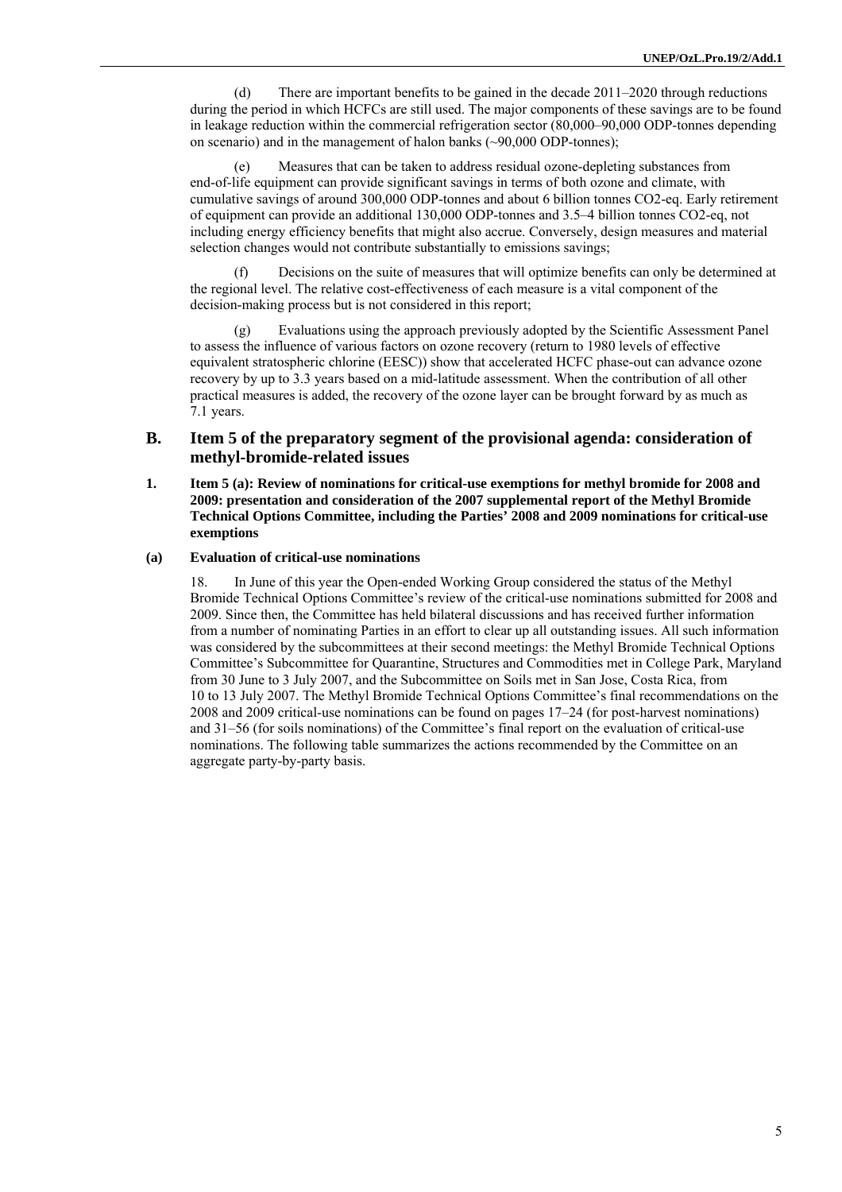(d) There are important benefits to be gained in the decade 2011–2020 through reductions during the period in which HCFCs are still used. The major components of these savings are to be found in leakage reduction within the commercial refrigeration sector (80,000–90,000 ODP-tonnes depending on scenario) and in the management of halon banks (~90,000 ODP-tonnes);

(e) Measures that can be taken to address residual ozone-depleting substances from end-of-life equipment can provide significant savings in terms of both ozone and climate, with cumulative savings of around 300,000 ODP-tonnes and about 6 billion tonnes $CO_2$-eq. Early retirement of equipment can provide an additional 130,000 ODP-tonnes and 3.5–4 billion tonnes $CO_2$-eq, not including energy efficiency benefits that might also accrue. Conversely, design measures and material selection changes would not contribute substantially to emissions savings;

(f) Decisions on the suite of measures that will optimize benefits can only be determined at the regional level. The relative cost-effectiveness of each measure is a vital component of the decision-making process but is not considered in this report;

(g) Evaluations using the approach previously adopted by the Scientific Assessment Panel to assess the influence of various factors on ozone recovery (return to 1980 levels of effective equivalent stratospheric chlorine (EESC)) show that accelerated HCFC phase-out can advance ozone recovery by up to 3.3 years based on a mid-latitude assessment. When the contribution of all other practical measures is added, the recovery of the ozone layer can be brought forward by as much as 7.1 years.

## B. Item 5 of the preparatory segment of the provisional agenda: consideration of methyl-bromide-related issues

### 1. Item 5 (a): Review of nominations for critical-use exemptions for methyl bromide for 2008 and 2009: presentation and consideration of the 2007 supplemental report of the Methyl Bromide Technical Options Committee, including the Parties' 2008 and 2009 nominations for critical-use exemptions

#### (a) Evaluation of critical-use nominations

18. In June of this year the Open-ended Working Group considered the status of the Methyl Bromide Technical Options Committee's review of the critical-use nominations submitted for 2008 and 2009. Since then, the Committee has held bilateral discussions and has received further information from a number of nominating Parties in an effort to clear up all outstanding issues. All such information was considered by the subcommittees at their second meetings: the Methyl Bromide Technical Options Committee's Subcommittee for Quarantine, Structures and Commodities met in College Park, Maryland from 30 June to 3 July 2007, and the Subcommittee on Soils met in San Jose, Costa Rica, from 10 to 13 July 2007. The Methyl Bromide Technical Options Committee's final recommendations on the 2008 and 2009 critical-use nominations can be found on pages 17–24 (for post-harvest nominations) and 31–56 (for soils nominations) of the Committee's final report on the evaluation of critical-use nominations. The following table summarizes the actions recommended by the Committee on an aggregate party-by-party basis.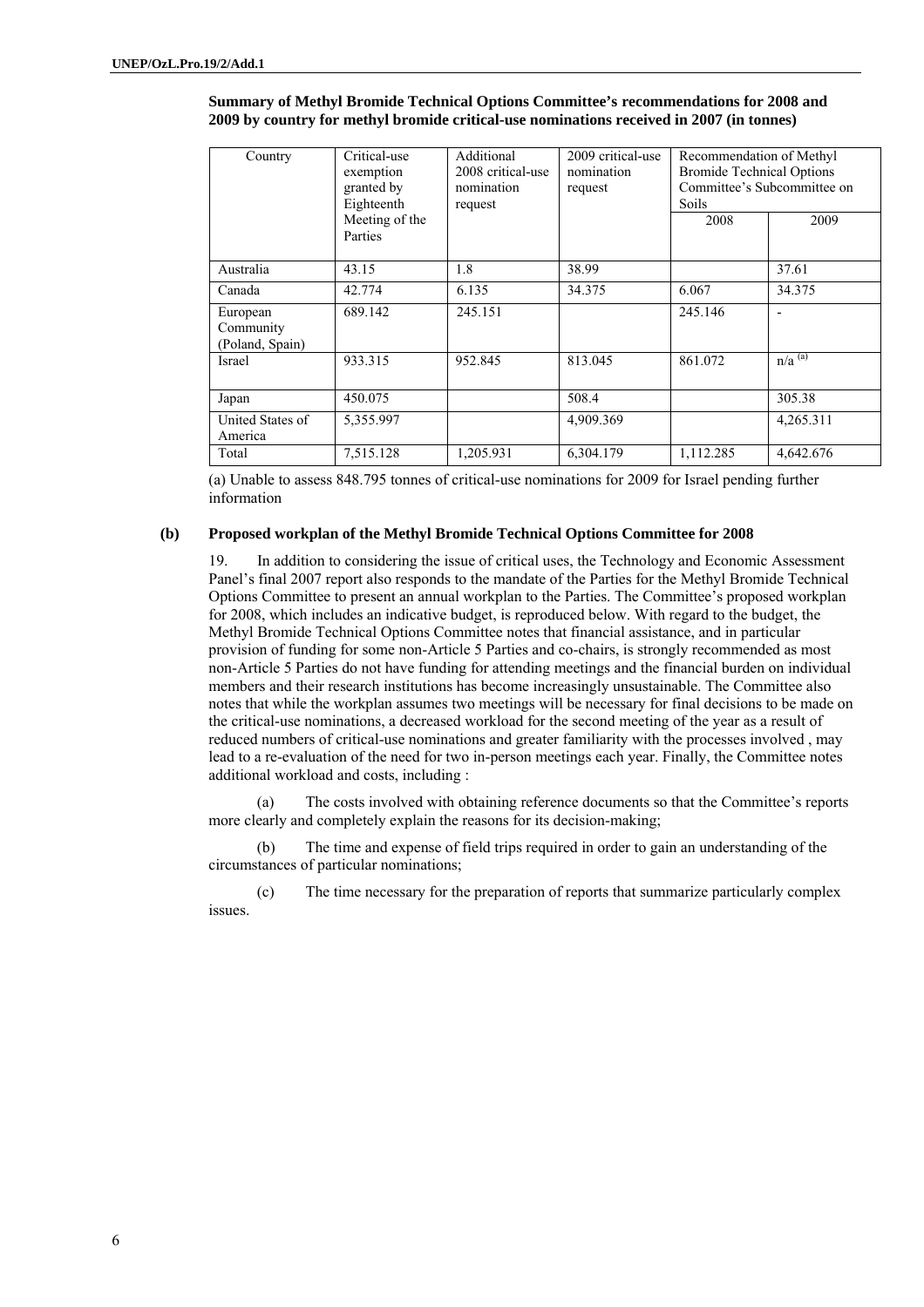**Summary of Methyl Bromide Technical Options Committee's recommendations for 2008 and 2009 by country for methyl bromide critical-use nominations received in 2007 (in tonnes)**

| Country | Critical-use exemption granted by Eighteenth Meeting of the Parties | Additional 2008 critical-use nomination request | 2009 critical-use nomination request | Recommendation of Methyl Bromide Technical Options Committee's Subcommittee on Soils | |
|---|---|---|---|---|---|
| | | | | 2008 | 2009 |
| Australia | 43.15 | 1.8 | 38.99 | | 37.61 |
| Canada | 42.774 | 6.135 | 34.375 | 6.067 | 34.375 |
| European Community (Poland, Spain) | 689.142 | 245.151 | | 245.146 | - |
| Israel | 933.315 | 952.845 | 813.045 | 861.072 | n/a [(a)] |
| Japan | 450.075 | | 508.4 | | 305.38 |
| United States of America | 5,355.997 | | 4,909.369 | | 4,265.311 |
| Total | 7,515.128 | 1,205.931 | 6,304.179 | 1,112.285 | 4,642.676 |

(a) Unable to assess 848.795 tonnes of critical-use nominations for 2009 for Israel pending further information

### (b) Proposed workplan of the Methyl Bromide Technical Options Committee for 2008

19. In addition to considering the issue of critical uses, the Technology and Economic Assessment Panel's final 2007 report also responds to the mandate of the Parties for the Methyl Bromide Technical Options Committee to present an annual workplan to the Parties. The Committee's proposed workplan for 2008, which includes an indicative budget, is reproduced below. With regard to the budget, the Methyl Bromide Technical Options Committee notes that financial assistance, and in particular provision of funding for some non-Article 5 Parties and co-chairs, is strongly recommended as most non-Article 5 Parties do not have funding for attending meetings and the financial burden on individual members and their research institutions has become increasingly unsustainable. The Committee also notes that while the workplan assumes two meetings will be necessary for final decisions to be made on the critical-use nominations, a decreased workload for the second meeting of the year as a result of reduced numbers of critical-use nominations and greater familiarity with the processes involved , may lead to a re-evaluation of the need for two in-person meetings each year. Finally, the Committee notes additional workload and costs, including :

(a) The costs involved with obtaining reference documents so that the Committee's reports more clearly and completely explain the reasons for its decision-making;

(b) The time and expense of field trips required in order to gain an understanding of the circumstances of particular nominations;

(c) The time necessary for the preparation of reports that summarize particularly complex issues.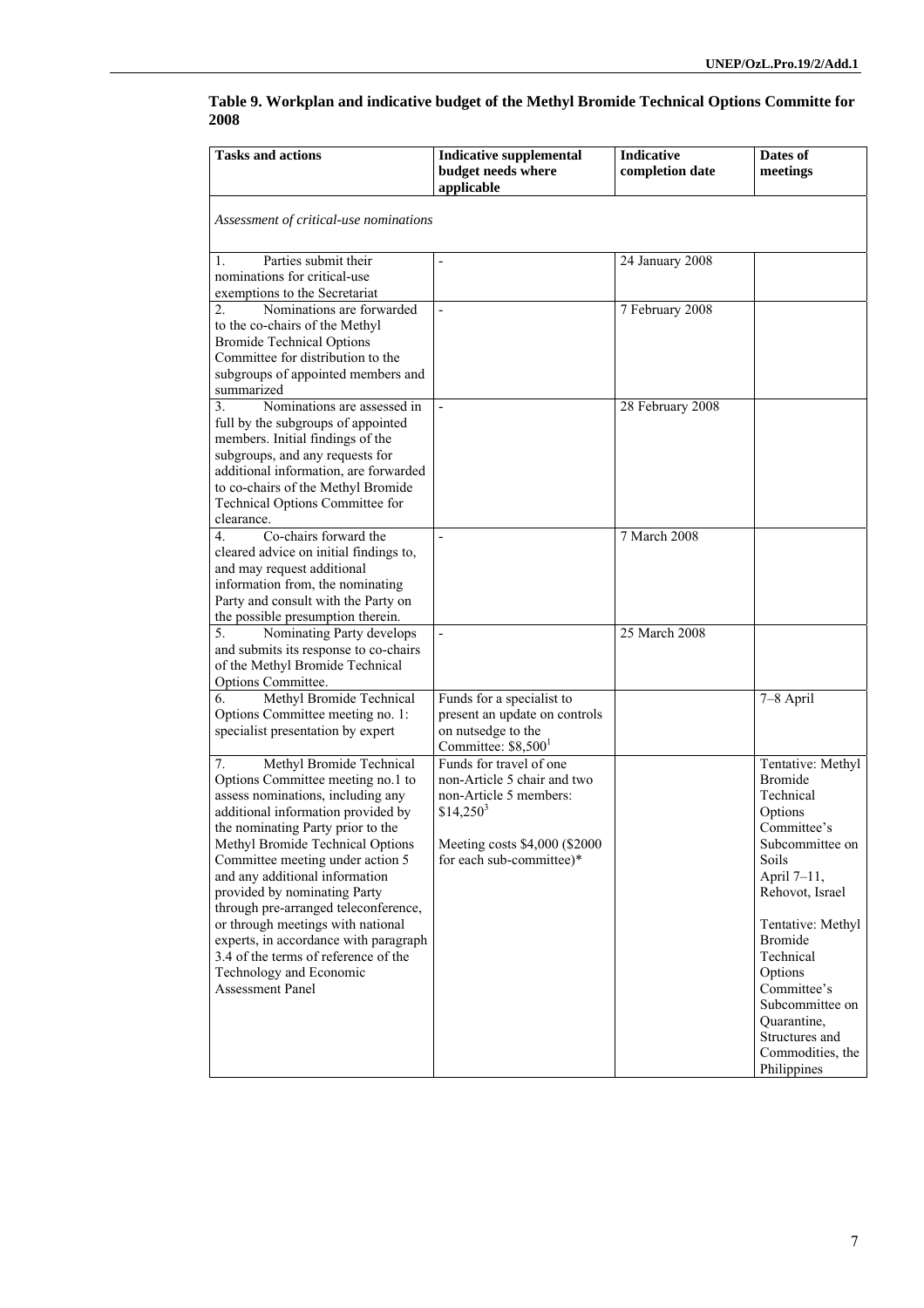**Table 9. Workplan and indicative budget of the Methyl Bromide Technical Options Committe for 2008**

| Tasks and actions | Indicative supplemental budget needs where applicable | Indicative completion date | Dates of meetings |
|---|---|---|---|
| *Assessment of critical-use nominations* | | | |
| 1. Parties submit their nominations for critical-use exemptions to the Secretariat | - | 24 January 2008 | |
| 2. Nominations are forwarded to the co-chairs of the Methyl Bromide Technical Options Committee for distribution to the subgroups of appointed members and summarized | - | 7 February 2008 | |
| 3. Nominations are assessed in full by the subgroups of appointed members. Initial findings of the subgroups, and any requests for additional information, are forwarded to co-chairs of the Methyl Bromide Technical Options Committee for clearance. | - | 28 February 2008 | |
| 4. Co-chairs forward the cleared advice on initial findings to, and may request additional information from, the nominating Party and consult with the Party on the possible presumption therein. | - | 7 March 2008 | |
| 5. Nominating Party develops and submits its response to co-chairs of the Methyl Bromide Technical Options Committee. | - | 25 March 2008 | |
| 6. Methyl Bromide Technical Options Committee meeting no. 1: specialist presentation by expert | Funds for a specialist to present an update on controls on nutsedge to the Committee: \$8,500[1] | | 7–8 April |
| 7. Methyl Bromide Technical Options Committee meeting no.1 to assess nominations, including any additional information provided by the nominating Party prior to the Methyl Bromide Technical Options Committee meeting under action 5 and any additional information provided by nominating Party through pre-arranged teleconference, or through meetings with national experts, in accordance with paragraph 3.4 of the terms of reference of the Technology and Economic Assessment Panel | Funds for travel of one non-Article 5 chair and two non-Article 5 members: \$14,250[3]<br><br>Meeting costs \$4,000 (\$2000 for each sub-committee)* | | Tentative: Methyl Bromide Technical Options Committee's Subcommittee on Soils April 7–11, Rehovot, Israel<br><br>Tentative: Methyl Bromide Technical Options Committee's Subcommittee on Quarantine, Structures and Commodities, the Philippines |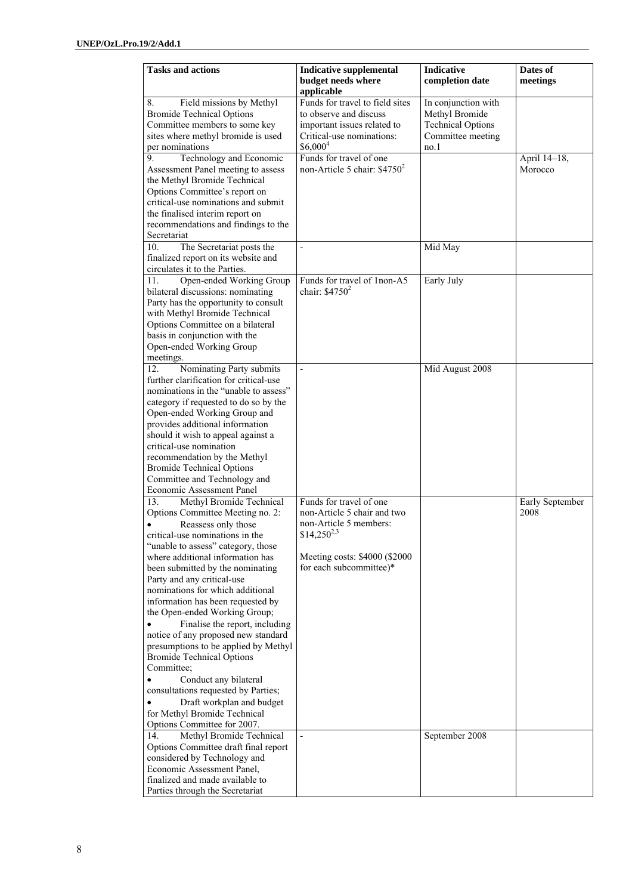| Tasks and actions | Indicative supplemental budget needs where applicable | Indicative completion date | Dates of meetings |
|---|---|---|---|
| 8. Field missions by Methyl Bromide Technical Options Committee members to some key sites where methyl bromide is used per nominations | Funds for travel to field sites to observe and discuss important issues related to Critical-use nominations: $6,000[4] | In conjunction with Methyl Bromide Technical Options Committee meeting no.1 | |
| 9. Technology and Economic Assessment Panel meeting to assess the Methyl Bromide Technical Options Committee's report on critical-use nominations and submit the finalised interim report on recommendations and findings to the Secretariat | Funds for travel of one non-Article 5 chair: $4750[2] | | April 14–18, Morocco |
| 10. The Secretariat posts the finalized report on its website and circulates it to the Parties. | - | Mid May | |
| 11. Open-ended Working Group bilateral discussions: nominating Party has the opportunity to consult with Methyl Bromide Technical Options Committee on a bilateral basis in conjunction with the Open-ended Working Group meetings. | Funds for travel of 1non-A5 chair: $4750[2] | Early July | |
| 12. Nominating Party submits further clarification for critical-use nominations in the "unable to assess" category if requested to do so by the Open-ended Working Group and provides additional information should it wish to appeal against a critical-use nomination recommendation by the Methyl Bromide Technical Options Committee and Technology and Economic Assessment Panel | - | Mid August 2008 | |
| 13. Methyl Bromide Technical Options Committee Meeting no. 2:<br>• Reassess only those critical-use nominations in the "unable to assess" category, those where additional information has been submitted by the nominating Party and any critical-use nominations for which additional information has been requested by the Open-ended Working Group;<br>• Finalise the report, including notice of any proposed new standard presumptions to be applied by Methyl Bromide Technical Options Committee;<br>• Conduct any bilateral consultations requested by Parties;<br>• Draft workplan and budget for Methyl Bromide Technical Options Committee for 2007. | Funds for travel of one non-Article 5 chair and two non-Article 5 members: $14,250[2,3]<br><br>Meeting costs: $4000 ($2000 for each subcommittee)* | | Early September 2008 |
| 14. Methyl Bromide Technical Options Committee draft final report considered by Technology and Economic Assessment Panel, finalized and made available to Parties through the Secretariat | - | September 2008 | |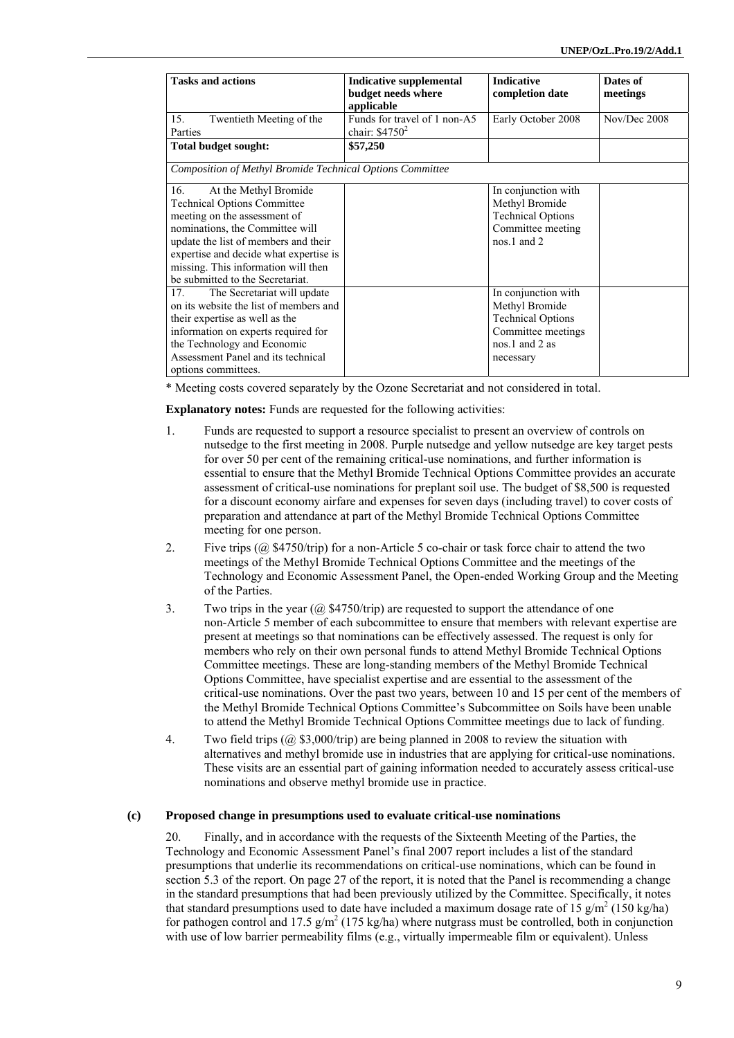| Tasks and actions | Indicative supplemental budget needs where applicable | Indicative completion date | Dates of meetings |
|---|---|---|---|
| 15. Twentieth Meeting of the Parties | Funds for travel of 1 non-A5 chair: \$4750[2] | Early October 2008 | Nov/Dec 2008 |
| **Total budget sought:** | **\$57,250** | | |
| *Composition of Methyl Bromide Technical Options Committee* | | | |
| 16. At the Methyl Bromide Technical Options Committee meeting on the assessment of nominations, the Committee will update the list of members and their expertise and decide what expertise is missing. This information will then be submitted to the Secretariat. | | In conjunction with Methyl Bromide Technical Options Committee meeting nos.1 and 2 | |
| 17. The Secretariat will update on its website the list of members and their expertise as well as the information on experts required for the Technology and Economic Assessment Panel and its technical options committees. | | In conjunction with Methyl Bromide Technical Options Committee meetings nos.1 and 2 as necessary | |

\* Meeting costs covered separately by the Ozone Secretariat and not considered in total.

**Explanatory notes:** Funds are requested for the following activities:

1. Funds are requested to support a resource specialist to present an overview of controls on nutsedge to the first meeting in 2008. Purple nutsedge and yellow nutsedge are key target pests for over 50 per cent of the remaining critical-use nominations, and further information is essential to ensure that the Methyl Bromide Technical Options Committee provides an accurate assessment of critical-use nominations for preplant soil use. The budget of \$8,500 is requested for a discount economy airfare and expenses for seven days (including travel) to cover costs of preparation and attendance at part of the Methyl Bromide Technical Options Committee meeting for one person.
2. Five trips (@ \$4750/trip) for a non-Article 5 co-chair or task force chair to attend the two meetings of the Methyl Bromide Technical Options Committee and the meetings of the Technology and Economic Assessment Panel, the Open-ended Working Group and the Meeting of the Parties.
3. Two trips in the year (@ \$4750/trip) are requested to support the attendance of one non-Article 5 member of each subcommittee to ensure that members with relevant expertise are present at meetings so that nominations can be effectively assessed. The request is only for members who rely on their own personal funds to attend Methyl Bromide Technical Options Committee meetings. These are long-standing members of the Methyl Bromide Technical Options Committee, have specialist expertise and are essential to the assessment of the critical-use nominations. Over the past two years, between 10 and 15 per cent of the members of the Methyl Bromide Technical Options Committee's Subcommittee on Soils have been unable to attend the Methyl Bromide Technical Options Committee meetings due to lack of funding.
4. Two field trips (@ \$3,000/trip) are being planned in 2008 to review the situation with alternatives and methyl bromide use in industries that are applying for critical-use nominations. These visits are an essential part of gaining information needed to accurately assess critical-use nominations and observe methyl bromide use in practice.

### (c) Proposed change in presumptions used to evaluate critical-use nominations

20. Finally, and in accordance with the requests of the Sixteenth Meeting of the Parties, the Technology and Economic Assessment Panel's final 2007 report includes a list of the standard presumptions that underlie its recommendations on critical-use nominations, which can be found in section 5.3 of the report. On page 27 of the report, it is noted that the Panel is recommending a change in the standard presumptions that had been previously utilized by the Committee. Specifically, it notes that standard presumptions used to date have included a maximum dosage rate of 15 $g/m^2$ (150 kg/ha) for pathogen control and 17.5 $g/m^2$ (175 kg/ha) where nutgrass must be controlled, both in conjunction with use of low barrier permeability films (e.g., virtually impermeable film or equivalent). Unless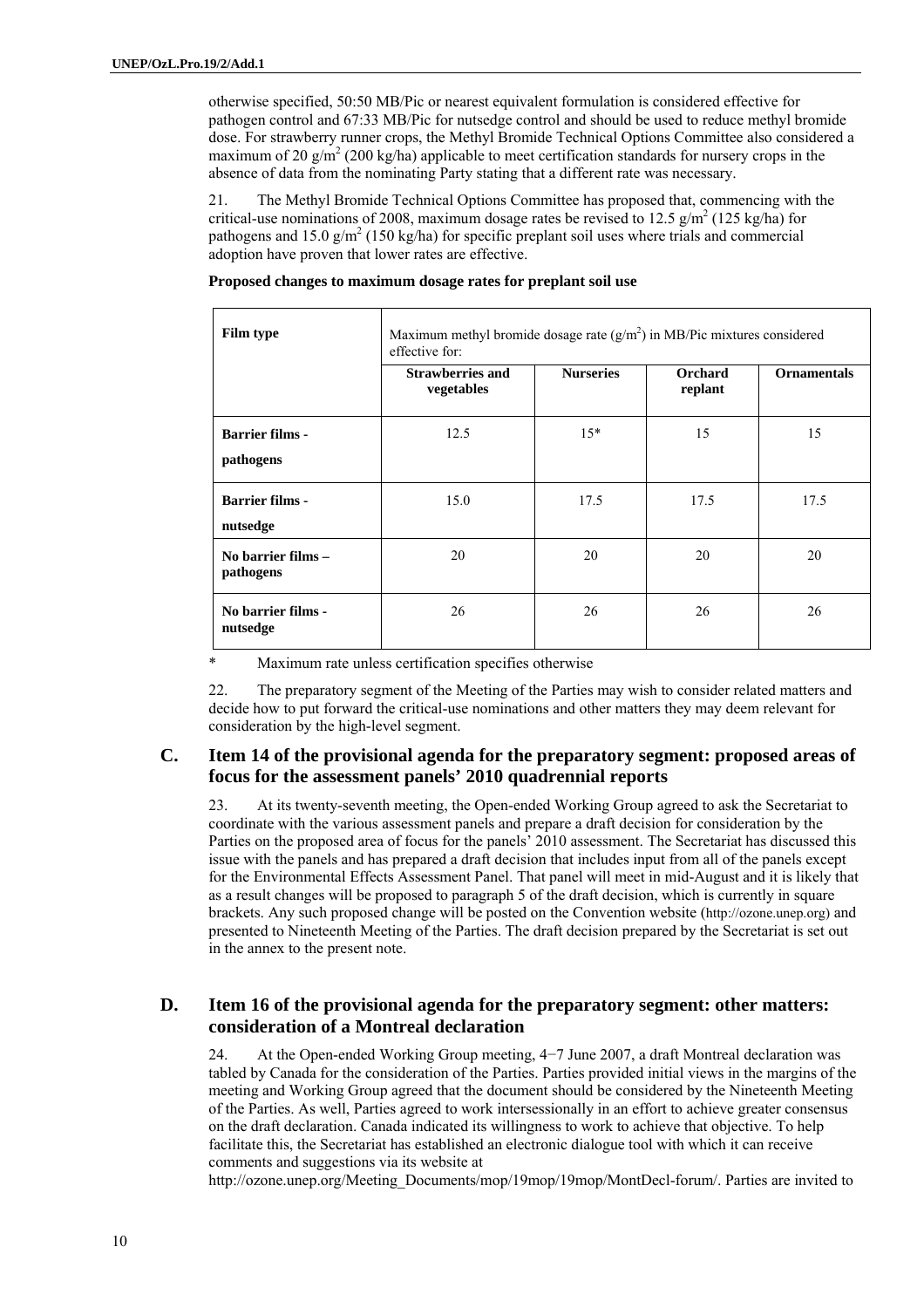otherwise specified, 50:50 MB/Pic or nearest equivalent formulation is considered effective for pathogen control and 67:33 MB/Pic for nutsedge control and should be used to reduce methyl bromide dose. For strawberry runner crops, the Methyl Bromide Technical Options Committee also considered a maximum of 20 $g/m^2$ (200 kg/ha) applicable to meet certification standards for nursery crops in the absence of data from the nominating Party stating that a different rate was necessary.

21. The Methyl Bromide Technical Options Committee has proposed that, commencing with the critical-use nominations of 2008, maximum dosage rates be revised to 12.5 $g/m^2$ (125 kg/ha) for pathogens and 15.0 $g/m^2$ (150 kg/ha) for specific preplant soil uses where trials and commercial adoption have proven that lower rates are effective.

**Proposed changes to maximum dosage rates for preplant soil use**

| Film type | Maximum methyl bromide dosage rate ($g/m^2$) in MB/Pic mixtures considered effective for: | | | |
|---|---|---|---|---|
| | **Strawberries and vegetables** | **Nurseries** | **Orchard replant** | **Ornamentals** |
| **Barrier films - pathogens** | 12.5 | 15* | 15 | 15 |
| **Barrier films - nutsedge** | 15.0 | 17.5 | 17.5 | 17.5 |
| **No barrier films – pathogens** | 20 | 20 | 20 | 20 |
| **No barrier films - nutsedge** | 26 | 26 | 26 | 26 |

\* Maximum rate unless certification specifies otherwise

22. The preparatory segment of the Meeting of the Parties may wish to consider related matters and decide how to put forward the critical-use nominations and other matters they may deem relevant for consideration by the high-level segment.

## C. Item 14 of the provisional agenda for the preparatory segment: proposed areas of focus for the assessment panels' 2010 quadrennial reports

23. At its twenty-seventh meeting, the Open-ended Working Group agreed to ask the Secretariat to coordinate with the various assessment panels and prepare a draft decision for consideration by the Parties on the proposed area of focus for the panels' 2010 assessment. The Secretariat has discussed this issue with the panels and has prepared a draft decision that includes input from all of the panels except for the Environmental Effects Assessment Panel. That panel will meet in mid-August and it is likely that as a result changes will be proposed to paragraph 5 of the draft decision, which is currently in square brackets. Any such proposed change will be posted on the Convention website (http://ozone.unep.org) and presented to Nineteenth Meeting of the Parties. The draft decision prepared by the Secretariat is set out in the annex to the present note.

## D. Item 16 of the provisional agenda for the preparatory segment: other matters: consideration of a Montreal declaration

24. At the Open-ended Working Group meeting, 4−7 June 2007, a draft Montreal declaration was tabled by Canada for the consideration of the Parties. Parties provided initial views in the margins of the meeting and Working Group agreed that the document should be considered by the Nineteenth Meeting of the Parties. As well, Parties agreed to work intersessionally in an effort to achieve greater consensus on the draft declaration. Canada indicated its willingness to work to achieve that objective. To help facilitate this, the Secretariat has established an electronic dialogue tool with which it can receive comments and suggestions via its website at http://ozone.unep.org/Meeting_Documents/mop/19mop/19mop/MontDecl-forum/. Parties are invited to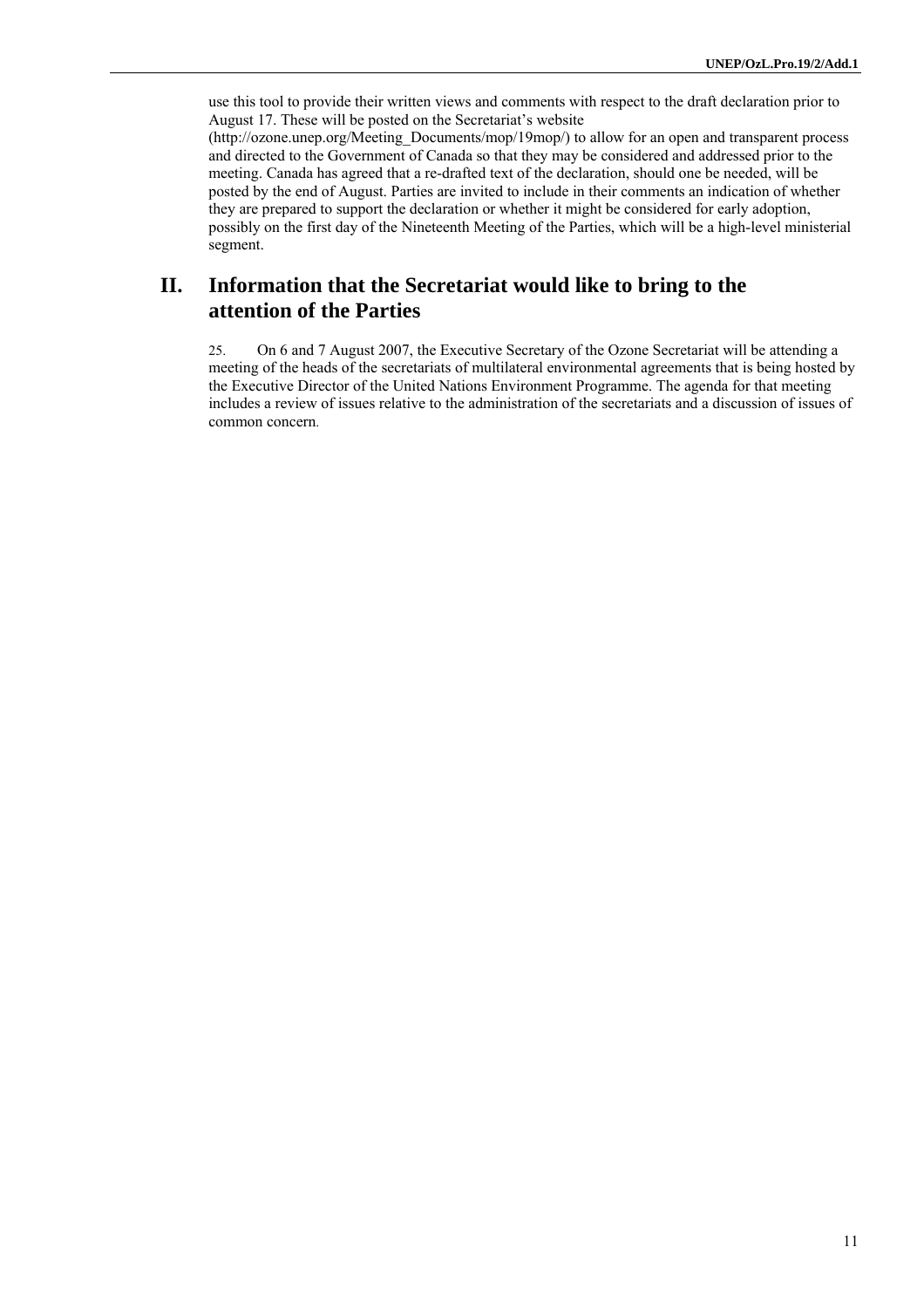use this tool to provide their written views and comments with respect to the draft declaration prior to August 17. These will be posted on the Secretariat's website (http://ozone.unep.org/Meeting_Documents/mop/19mop/) to allow for an open and transparent process and directed to the Government of Canada so that they may be considered and addressed prior to the meeting. Canada has agreed that a re-drafted text of the declaration, should one be needed, will be posted by the end of August. Parties are invited to include in their comments an indication of whether they are prepared to support the declaration or whether it might be considered for early adoption, possibly on the first day of the Nineteenth Meeting of the Parties, which will be a high-level ministerial segment.

# II. Information that the Secretariat would like to bring to the attention of the Parties

25. On 6 and 7 August 2007, the Executive Secretary of the Ozone Secretariat will be attending a meeting of the heads of the secretariats of multilateral environmental agreements that is being hosted by the Executive Director of the United Nations Environment Programme. The agenda for that meeting includes a review of issues relative to the administration of the secretariats and a discussion of issues of common concern.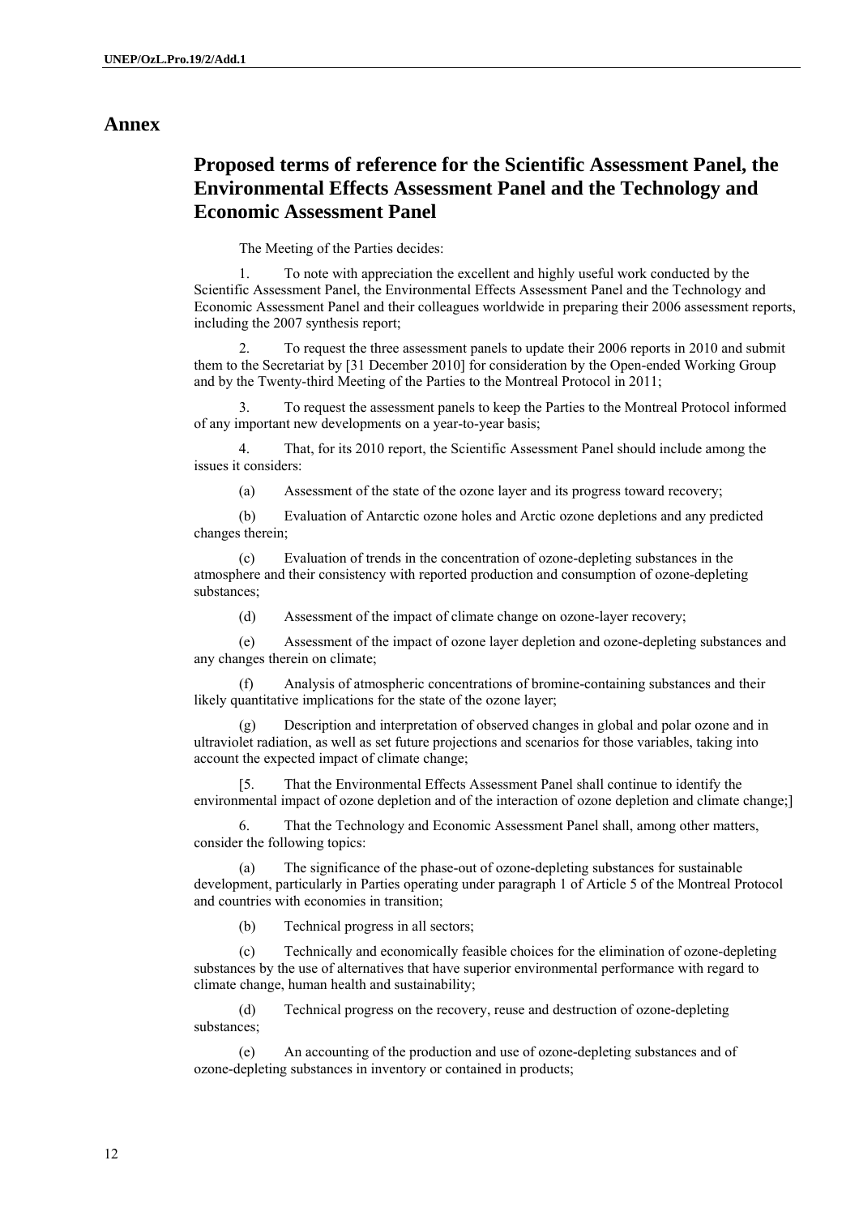# Annex

## Proposed terms of reference for the Scientific Assessment Panel, the Environmental Effects Assessment Panel and the Technology and Economic Assessment Panel

The Meeting of the Parties decides:

1. To note with appreciation the excellent and highly useful work conducted by the Scientific Assessment Panel, the Environmental Effects Assessment Panel and the Technology and Economic Assessment Panel and their colleagues worldwide in preparing their 2006 assessment reports, including the 2007 synthesis report;

2. To request the three assessment panels to update their 2006 reports in 2010 and submit them to the Secretariat by [31 December 2010] for consideration by the Open-ended Working Group and by the Twenty-third Meeting of the Parties to the Montreal Protocol in 2011;

3. To request the assessment panels to keep the Parties to the Montreal Protocol informed of any important new developments on a year-to-year basis;

4. That, for its 2010 report, the Scientific Assessment Panel should include among the issues it considers:

(a) Assessment of the state of the ozone layer and its progress toward recovery;

(b) Evaluation of Antarctic ozone holes and Arctic ozone depletions and any predicted changes therein;

(c) Evaluation of trends in the concentration of ozone-depleting substances in the atmosphere and their consistency with reported production and consumption of ozone-depleting substances;

(d) Assessment of the impact of climate change on ozone-layer recovery;

(e) Assessment of the impact of ozone layer depletion and ozone-depleting substances and any changes therein on climate;

(f) Analysis of atmospheric concentrations of bromine-containing substances and their likely quantitative implications for the state of the ozone layer;

(g) Description and interpretation of observed changes in global and polar ozone and in ultraviolet radiation, as well as set future projections and scenarios for those variables, taking into account the expected impact of climate change;

[5. That the Environmental Effects Assessment Panel shall continue to identify the environmental impact of ozone depletion and of the interaction of ozone depletion and climate change;]

6. That the Technology and Economic Assessment Panel shall, among other matters, consider the following topics:

(a) The significance of the phase-out of ozone-depleting substances for sustainable development, particularly in Parties operating under paragraph 1 of Article 5 of the Montreal Protocol and countries with economies in transition;

(b) Technical progress in all sectors;

(c) Technically and economically feasible choices for the elimination of ozone-depleting substances by the use of alternatives that have superior environmental performance with regard to climate change, human health and sustainability;

(d) Technical progress on the recovery, reuse and destruction of ozone-depleting substances;

(e) An accounting of the production and use of ozone-depleting substances and of ozone-depleting substances in inventory or contained in products;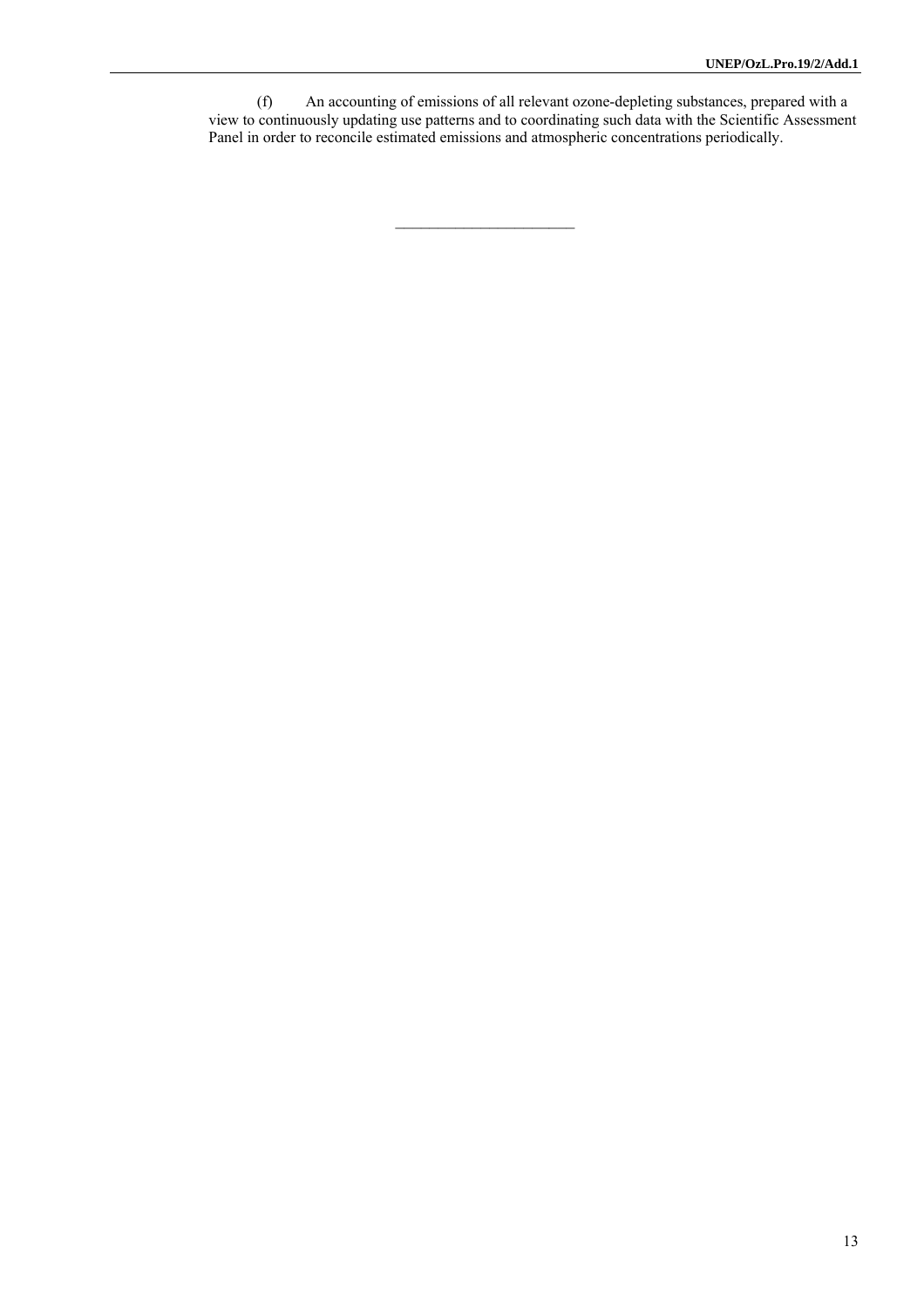(f) An accounting of emissions of all relevant ozone-depleting substances, prepared with a view to continuously updating use patterns and to coordinating such data with the Scientific Assessment Panel in order to reconcile estimated emissions and atmospheric concentrations periodically.

\_\_\_\_\_\_\_\_\_\_\_\_\_\_\_\_\_\_\_\_\_\_\_\_